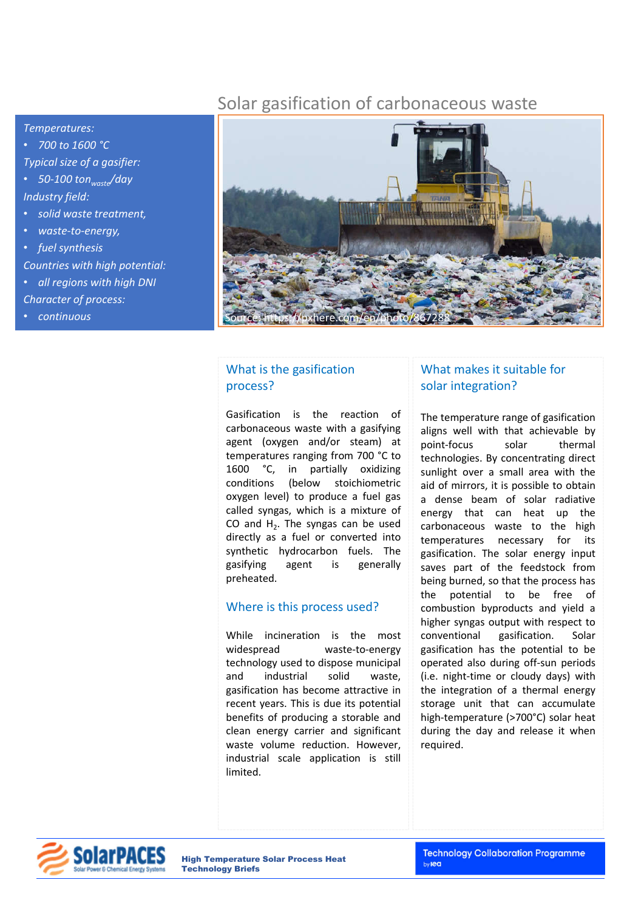# Solar gasification of carbonaceous waste

*Temperatures:*

- *700 to 1600 °C*

*Typical size of a gasifier:*

- *50-100 $ton_{waste}$/day*

*Industry field:*

- *solid waste treatment,*
- *waste-to-energy,*
- *fuel synthesis*

*Countries with high potential:*

- *all regions with high DNI*

*Character of process:*

- *continuous*

Source: https://pxhere.com/en/photo/867288

## What is the gasification process?

Gasification is the reaction of carbonaceous waste with a gasifying agent (oxygen and/or steam) at temperatures ranging from 700 °C to 1600 °C, in partially oxidizing conditions (below stoichiometric oxygen level) to produce a fuel gas called syngas, which is a mixture of CO and $H_2$. The syngas can be used directly as a fuel or converted into synthetic hydrocarbon fuels. The gasifying agent is generally preheated.

## Where is this process used?

While incineration is the most widespread waste-to-energy technology used to dispose municipal and industrial solid waste, gasification has become attractive in recent years. This is due its potential benefits of producing a storable and clean energy carrier and significant waste volume reduction. However, industrial scale application is still limited.

## What makes it suitable for solar integration?

The temperature range of gasification aligns well with that achievable by point-focus solar thermal technologies. By concentrating direct sunlight over a small area with the aid of mirrors, it is possible to obtain a dense beam of solar radiative energy that can heat up the carbonaceous waste to the high temperatures necessary for its gasification. The solar energy input saves part of the feedstock from being burned, so that the process has the potential to be free of combustion byproducts and yield a higher syngas output with respect to conventional gasification. Solar gasification has the potential to be operated also during off-sun periods (i.e. night-time or cloudy days) with the integration of a thermal energy storage unit that can accumulate high-temperature (>700°C) solar heat during the day and release it when required.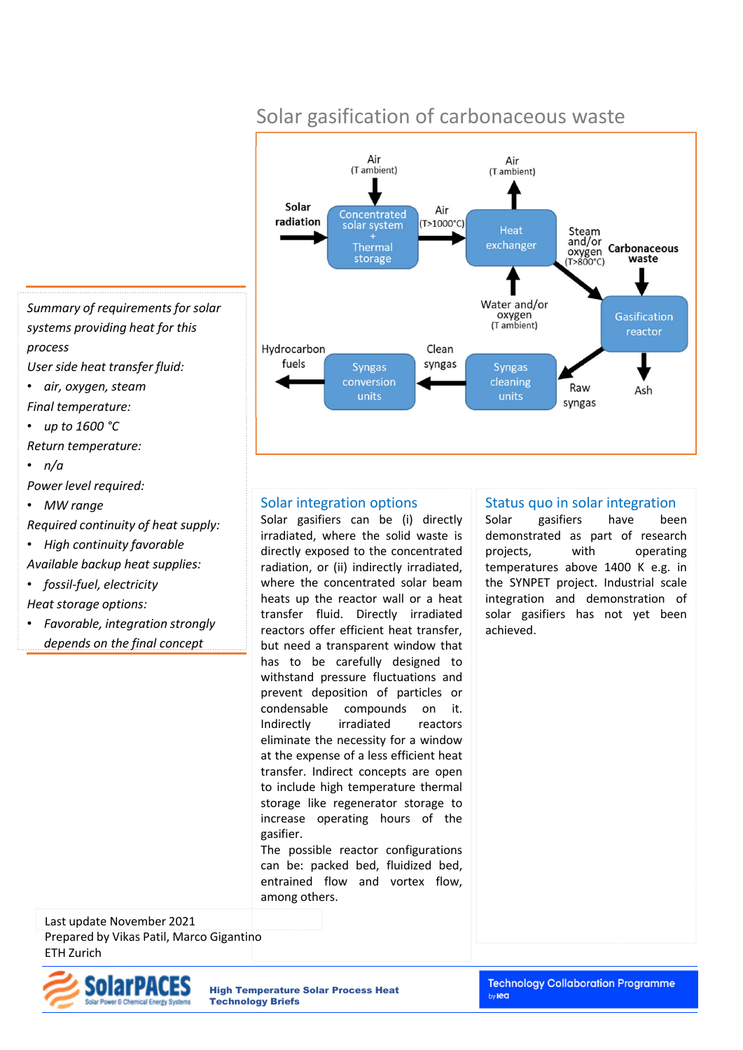# Solar gasification of carbonaceous waste

Air
(T ambient)

Solar radiation

Concentrated solar system + Thermal storage

Air (T>1000°C)

Air
(T ambient)

Heat exchanger

Water and/or oxygen
(T ambient)

Steam and/or oxygen (T>800°C)

Carbonaceous waste

Gasification reactor

Ash

Raw syngas

Syngas cleaning units

Clean syngas

Syngas conversion units

Hydrocarbon fuels

*Summary of requirements for solar systems providing heat for this process*

*User side heat transfer fluid:*

- *air, oxygen, steam*

*Final temperature:*

- *up to 1600 °C*

*Return temperature:*

- *n/a*

*Power level required:*

- *MW range*

*Required continuity of heat supply:*

- *High continuity favorable*

*Available backup heat supplies:*

- *fossil-fuel, electricity*

*Heat storage options:*

- *Favorable, integration strongly depends on the final concept*

## Solar integration options

Solar gasifiers can be (i) directly irradiated, where the solid waste is directly exposed to the concentrated radiation, or (ii) indirectly irradiated, where the concentrated solar beam heats up the reactor wall or a heat transfer fluid. Directly irradiated reactors offer efficient heat transfer, but need a transparent window that has to be carefully designed to withstand pressure fluctuations and prevent deposition of particles or condensable compounds on it. Indirectly irradiated reactors eliminate the necessity for a window at the expense of a less efficient heat transfer. Indirect concepts are open to include high temperature thermal storage like regenerator storage to increase operating hours of the gasifier.

The possible reactor configurations can be: packed bed, fluidized bed, entrained flow and vortex flow, among others.

## Status quo in solar integration

Solar gasifiers have been demonstrated as part of research projects, with operating temperatures above 1400 K e.g. in the SYNPET project. Industrial scale integration and demonstration of solar gasifiers has not yet been achieved.

Last update November 2021
Prepared by Vikas Patil, Marco Gigantino
ETH Zurich